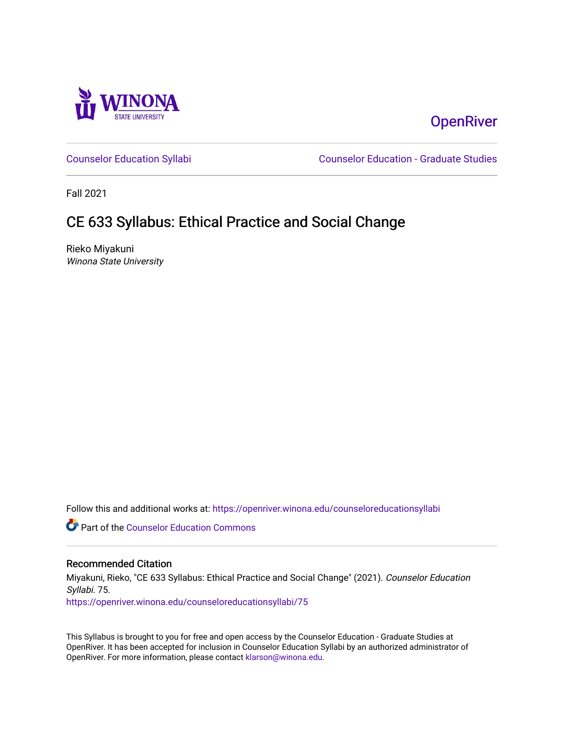WINONA STATE UNIVERSITY

OpenRiver

Counselor Education Syllabi

Counselor Education - Graduate Studies

Fall 2021

# CE 633 Syllabus: Ethical Practice and Social Change

Rieko Miyakuni

*Winona State University*

Follow this and additional works at: https://openriver.winona.edu/counseloreducationsyllabi

Part of the Counselor Education Commons

## Recommended Citation

Miyakuni, Rieko, "CE 633 Syllabus: Ethical Practice and Social Change" (2021). *Counselor Education Syllabi*. 75.

https://openriver.winona.edu/counseloreducationsyllabi/75

This Syllabus is brought to you for free and open access by the Counselor Education - Graduate Studies at OpenRiver. It has been accepted for inclusion in Counselor Education Syllabi by an authorized administrator of OpenRiver. For more information, please contact klarson@winona.edu.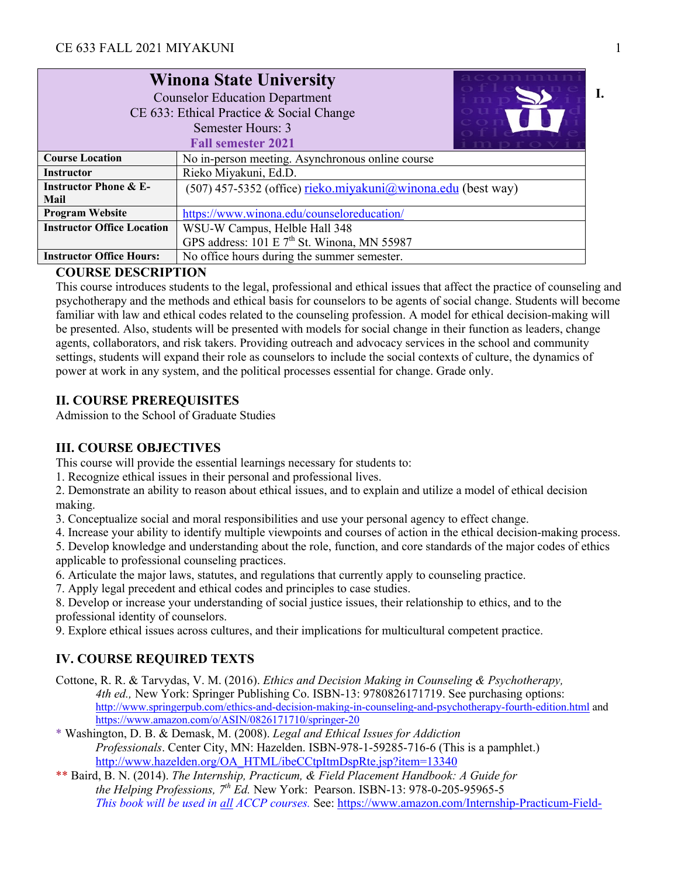# Winona State University

Counselor Education Department
CE 633: Ethical Practice & Social Change
Semester Hours: 3
**Fall semester 2021**

| **Course Location** | No in-person meeting. Asynchronous online course |
|---|---|
| **Instructor** | Rieko Miyakuni, Ed.D. |
| **Instructor Phone & E-Mail** | (507) 457-5352 (office) rieko.miyakuni@winona.edu (best way) |
| **Program Website** | https://www.winona.edu/counseloreducation/ |
| **Instructor Office Location** | WSU-W Campus, Helble Hall 348<br>GPS address: 101 E 7th St. Winona, MN 55987 |
| **Instructor Office Hours:** | No office hours during the summer semester. |

## I. COURSE DESCRIPTION

This course introduces students to the legal, professional and ethical issues that affect the practice of counseling and psychotherapy and the methods and ethical basis for counselors to be agents of social change. Students will become familiar with law and ethical codes related to the counseling profession. A model for ethical decision-making will be presented. Also, students will be presented with models for social change in their function as leaders, change agents, collaborators, and risk takers. Providing outreach and advocacy services in the school and community settings, students will expand their role as counselors to include the social contexts of culture, the dynamics of power at work in any system, and the political processes essential for change. Grade only.

## II. COURSE PREREQUISITES

Admission to the School of Graduate Studies

## III. COURSE OBJECTIVES

This course will provide the essential learnings necessary for students to:

1. Recognize ethical issues in their personal and professional lives.
2. Demonstrate an ability to reason about ethical issues, and to explain and utilize a model of ethical decision making.
3. Conceptualize social and moral responsibilities and use your personal agency to effect change.
4. Increase your ability to identify multiple viewpoints and courses of action in the ethical decision-making process.
5. Develop knowledge and understanding about the role, function, and core standards of the major codes of ethics applicable to professional counseling practices.
6. Articulate the major laws, statutes, and regulations that currently apply to counseling practice.
7. Apply legal precedent and ethical codes and principles to case studies.
8. Develop or increase your understanding of social justice issues, their relationship to ethics, and to the professional identity of counselors.
9. Explore ethical issues across cultures, and their implications for multicultural competent practice.

## IV. COURSE REQUIRED TEXTS

Cottone, R. R. & Tarvydas, V. M. (2016). *Ethics and Decision Making in Counseling & Psychotherapy, 4th ed.,* New York: Springer Publishing Co. ISBN-13: 9780826171719. See purchasing options: http://www.springerpub.com/ethics-and-decision-making-in-counseling-and-psychotherapy-fourth-edition.html and https://www.amazon.com/o/ASIN/0826171710/springer-20

\* Washington, D. B. & Demask, M. (2008). *Legal and Ethical Issues for Addiction Professionals*. Center City, MN: Hazelden. ISBN-978-1-59285-716-6 (This is a pamphlet.) http://www.hazelden.org/OA_HTML/ibeCCtpItmDspRte.jsp?item=13340

\*\* Baird, B. N. (2014). *The Internship, Practicum, & Field Placement Handbook: A Guide for the Helping Professions, 7th Ed.* New York: Pearson. ISBN-13: 978-0-205-95965-5
*This book will be used in all ACCP courses.* See: https://www.amazon.com/Internship-Practicum-Field-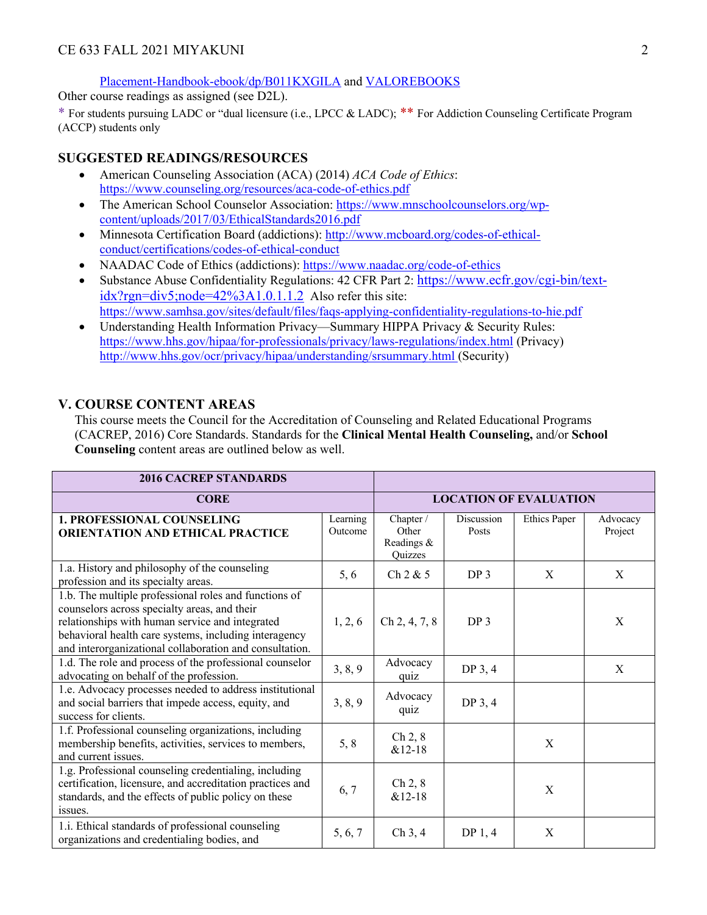[Placement-Handbook-ebook/dp/B011KXGILA](Placement-Handbook-ebook/dp/B011KXGILA) and [VALOREBOOKS](VALOREBOOKS)

Other course readings as assigned (see D2L).

\* For students pursuing LADC or "dual licensure (i.e., LPCC & LADC); \*\* For Addiction Counseling Certificate Program (ACCP) students only

## SUGGESTED READINGS/RESOURCES

- American Counseling Association (ACA) (2014) *ACA Code of Ethics*: https://www.counseling.org/resources/aca-code-of-ethics.pdf
- The American School Counselor Association: https://www.mnschoolcounselors.org/wp-content/uploads/2017/03/EthicalStandards2016.pdf
- Minnesota Certification Board (addictions): http://www.mcboard.org/codes-of-ethical-conduct/certifications/codes-of-ethical-conduct
- NAADAC Code of Ethics (addictions): https://www.naadac.org/code-of-ethics
- Substance Abuse Confidentiality Regulations: 42 CFR Part 2: https://www.ecfr.gov/cgi-bin/text-idx?rgn=div5;node=42%3A1.0.1.1.2 Also refer this site: https://www.samhsa.gov/sites/default/files/faqs-applying-confidentiality-regulations-to-hie.pdf
- Understanding Health Information Privacy—Summary HIPPA Privacy & Security Rules: https://www.hhs.gov/hipaa/for-professionals/privacy/laws-regulations/index.html (Privacy) http://www.hhs.gov/ocr/privacy/hipaa/understanding/srsummary.html (Security)

## V. COURSE CONTENT AREAS

This course meets the Council for the Accreditation of Counseling and Related Educational Programs (CACREP, 2016) Core Standards. Standards for the **Clinical Mental Health Counseling,** and/or **School Counseling** content areas are outlined below as well.

| **2016 CACREP STANDARDS** | | | | | |
|---|---|---|---|---|---|
| **CORE** | | **LOCATION OF EVALUATION** | | | |
| **1. PROFESSIONAL COUNSELING ORIENTATION AND ETHICAL PRACTICE** | Learning Outcome | Chapter / Other Readings & Quizzes | Discussion Posts | Ethics Paper | Advocacy Project |
| 1.a. History and philosophy of the counseling profession and its specialty areas. | 5, 6 | Ch 2 & 5 | DP 3 | X | X |
| 1.b. The multiple professional roles and functions of counselors across specialty areas, and their relationships with human service and integrated behavioral health care systems, including interagency and interorganizational collaboration and consultation. | 1, 2, 6 | Ch 2, 4, 7, 8 | DP 3 | | X |
| 1.d. The role and process of the professional counselor advocating on behalf of the profession. | 3, 8, 9 | Advocacy quiz | DP 3, 4 | | X |
| 1.e. Advocacy processes needed to address institutional and social barriers that impede access, equity, and success for clients. | 3, 8, 9 | Advocacy quiz | DP 3, 4 | | |
| 1.f. Professional counseling organizations, including membership benefits, activities, services to members, and current issues. | 5, 8 | Ch 2, 8 &12-18 | | X | |
| 1.g. Professional counseling credentialing, including certification, licensure, and accreditation practices and standards, and the effects of public policy on these issues. | 6, 7 | Ch 2, 8 &12-18 | | X | |
| 1.i. Ethical standards of professional counseling organizations and credentialing bodies, and | 5, 6, 7 | Ch 3, 4 | DP 1, 4 | X | |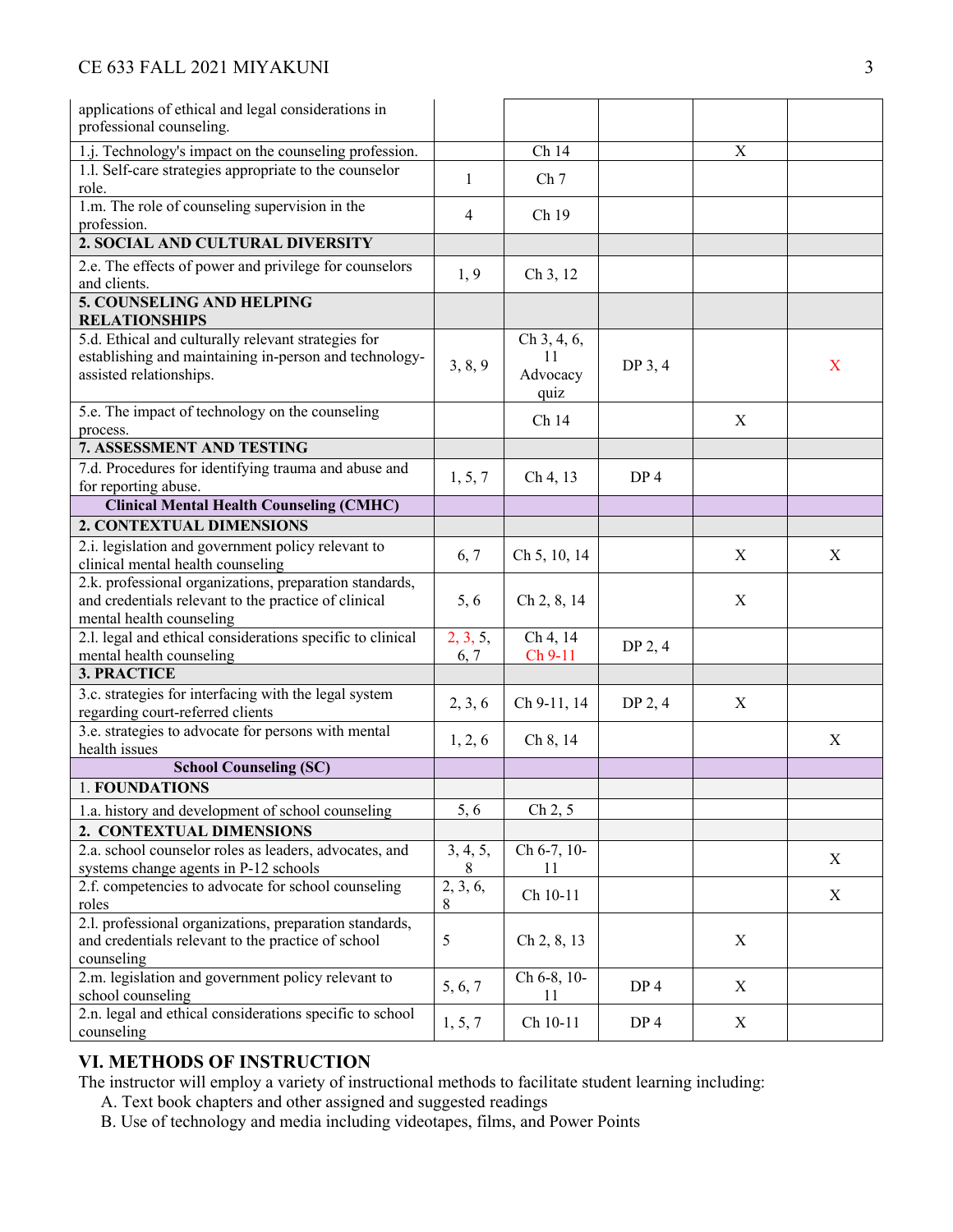| | | | | | |
|---|---|---|---|---|---|
| applications of ethical and legal considerations in professional counseling. | | | | | |
| 1.j. Technology's impact on the counseling profession. | | Ch 14 | | X | |
| 1.l. Self-care strategies appropriate to the counselor role. | 1 | Ch 7 | | | |
| 1.m. The role of counseling supervision in the profession. | 4 | Ch 19 | | | |
| **2. SOCIAL AND CULTURAL DIVERSITY** | | | | | |
| 2.e. The effects of power and privilege for counselors and clients. | 1, 9 | Ch 3, 12 | | | |
| **5. COUNSELING AND HELPING RELATIONSHIPS** | | | | | |
| 5.d. Ethical and culturally relevant strategies for establishing and maintaining in-person and technology-assisted relationships. | 3, 8, 9 | Ch 3, 4, 6, 11 Advocacy quiz | DP 3, 4 | | X |
| 5.e. The impact of technology on the counseling process. | | Ch 14 | | X | |
| **7. ASSESSMENT AND TESTING** | | | | | |
| 7.d. Procedures for identifying trauma and abuse and for reporting abuse. | 1, 5, 7 | Ch 4, 13 | DP 4 | | |
| **Clinical Mental Health Counseling (CMHC)** | | | | | |
| **2. CONTEXTUAL DIMENSIONS** | | | | | |
| 2.i. legislation and government policy relevant to clinical mental health counseling | 6, 7 | Ch 5, 10, 14 | | X | X |
| 2.k. professional organizations, preparation standards, and credentials relevant to the practice of clinical mental health counseling | 5, 6 | Ch 2, 8, 14 | | X | |
| 2.l. legal and ethical considerations specific to clinical mental health counseling | 2, 3, 5, 6, 7 | Ch 4, 14 Ch 9-11 | DP 2, 4 | | |
| **3. PRACTICE** | | | | | |
| 3.c. strategies for interfacing with the legal system regarding court-referred clients | 2, 3, 6 | Ch 9-11, 14 | DP 2, 4 | X | |
| 3.e. strategies to advocate for persons with mental health issues | 1, 2, 6 | Ch 8, 14 | | | X |
| **School Counseling (SC)** | | | | | |
| 1. **FOUNDATIONS** | | | | | |
| 1.a. history and development of school counseling | 5, 6 | Ch 2, 5 | | | |
| **2. CONTEXTUAL DIMENSIONS** | | | | | |
| 2.a. school counselor roles as leaders, advocates, and systems change agents in P-12 schools | 3, 4, 5, 8 | Ch 6-7, 10-11 | | | X |
| 2.f. competencies to advocate for school counseling roles | 2, 3, 6, 8 | Ch 10-11 | | | X |
| 2.l. professional organizations, preparation standards, and credentials relevant to the practice of school counseling | 5 | Ch 2, 8, 13 | | X | |
| 2.m. legislation and government policy relevant to school counseling | 5, 6, 7 | Ch 6-8, 10-11 | DP 4 | X | |
| 2.n. legal and ethical considerations specific to school counseling | 1, 5, 7 | Ch 10-11 | DP 4 | X | |

## VI. METHODS OF INSTRUCTION

The instructor will employ a variety of instructional methods to facilitate student learning including:

A. Text book chapters and other assigned and suggested readings
B. Use of technology and media including videotapes, films, and Power Points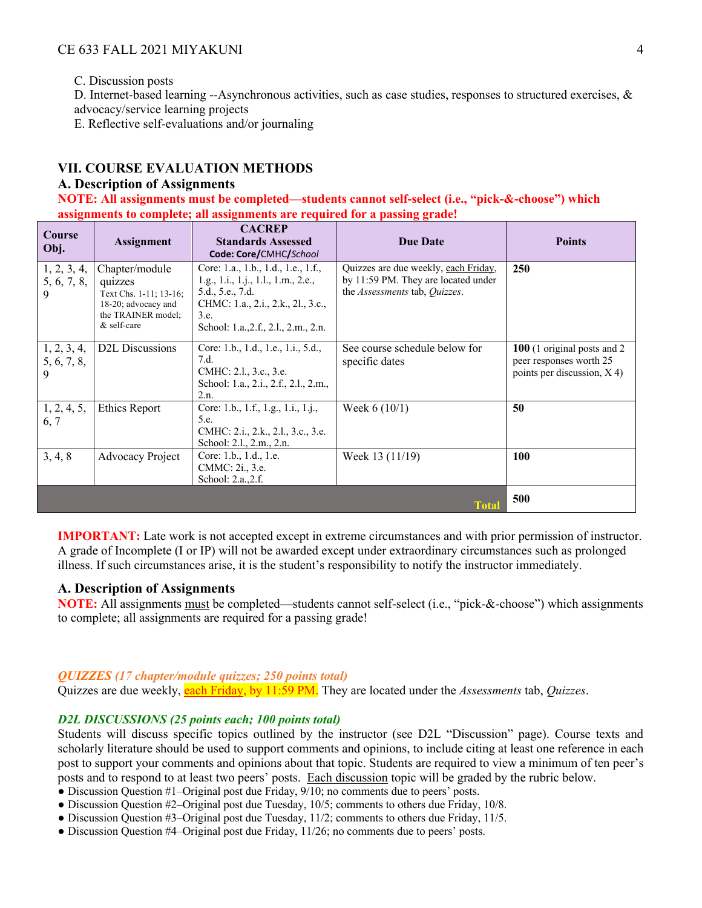C. Discussion posts
D. Internet-based learning --Asynchronous activities, such as case studies, responses to structured exercises, & advocacy/service learning projects
E. Reflective self-evaluations and/or journaling

## VII. COURSE EVALUATION METHODS

### A. Description of Assignments

**NOTE: All assignments must be completed—students cannot self-select (i.e., "pick-&-choose") which assignments to complete; all assignments are required for a passing grade!**

| Course Obj. | Assignment | CACREP Standards Assessed Code: Core/CMHC/*School* | Due Date | Points |
|---|---|---|---|---|
| 1, 2, 3, 4, 5, 6, 7, 8, 9 | Chapter/module quizzes Text Chs. 1-11; 13-16; 18-20; advocacy and the TRAINER model; & self-care | Core: 1.a., 1.b., 1.d., 1.e., 1.f., 1.g., 1.i., 1.j., 1.l., 1.m., 2.e., 5.d., 5.e., 7.d. CHMC: 1.a., 2.i., 2.k., 2l., 3.c., 3.e. School: 1.a.,2.f., 2.l., 2.m., 2.n. | Quizzes are due weekly, each Friday, by 11:59 PM. They are located under the *Assessments* tab, *Quizzes*. | **250** |
| 1, 2, 3, 4, 5, 6, 7, 8, 9 | D2L Discussions | Core: 1.b., 1.d., 1.e., 1.i., 5.d., 7.d. CMHC: 2.l., 3.c., 3.e. School: 1.a., 2.i., 2.f., 2.l., 2.m., 2.n. | See course schedule below for specific dates | **100** (1 original posts and 2 peer responses worth 25 points per discussion, X 4) |
| 1, 2, 4, 5, 6, 7 | Ethics Report | Core: 1.b., 1.f., 1.g., 1.i., 1.j., 5.e. CMHC: 2.i., 2.k., 2.l., 3.c., 3.e. School: 2.l., 2.m., 2.n. | Week 6 (10/1) | **50** |
| 3, 4, 8 | Advocacy Project | Core: 1.b., 1.d., 1.e. CMMC: 2i., 3.e. School: 2.a.,2.f. | Week 13 (11/19) | **100** |
| | | | **Total** | **500** |

**IMPORTANT:** Late work is not accepted except in extreme circumstances and with prior permission of instructor. A grade of Incomplete (I or IP) will not be awarded except under extraordinary circumstances such as prolonged illness. If such circumstances arise, it is the student's responsibility to notify the instructor immediately.

### A. Description of Assignments

**NOTE:** All assignments must be completed—students cannot self-select (i.e., "pick-&-choose") which assignments to complete; all assignments are required for a passing grade!

***QUIZZES (17 chapter/module quizzes; 250 points total)***

Quizzes are due weekly, each Friday, by 11:59 PM. They are located under the *Assessments* tab, *Quizzes*.

***D2L DISCUSSIONS (25 points each; 100 points total)***

Students will discuss specific topics outlined by the instructor (see D2L "Discussion" page). Course texts and scholarly literature should be used to support comments and opinions, to include citing at least one reference in each post to support your comments and opinions about that topic. Students are required to view a minimum of ten peer's posts and to respond to at least two peers' posts. Each discussion topic will be graded by the rubric below.

- Discussion Question #1–Original post due Friday, 9/10; no comments due to peers' posts.
- Discussion Question #2–Original post due Tuesday, 10/5; comments to others due Friday, 10/8.
- Discussion Question #3–Original post due Tuesday, 11/2; comments to others due Friday, 11/5.
- Discussion Question #4–Original post due Friday, 11/26; no comments due to peers' posts.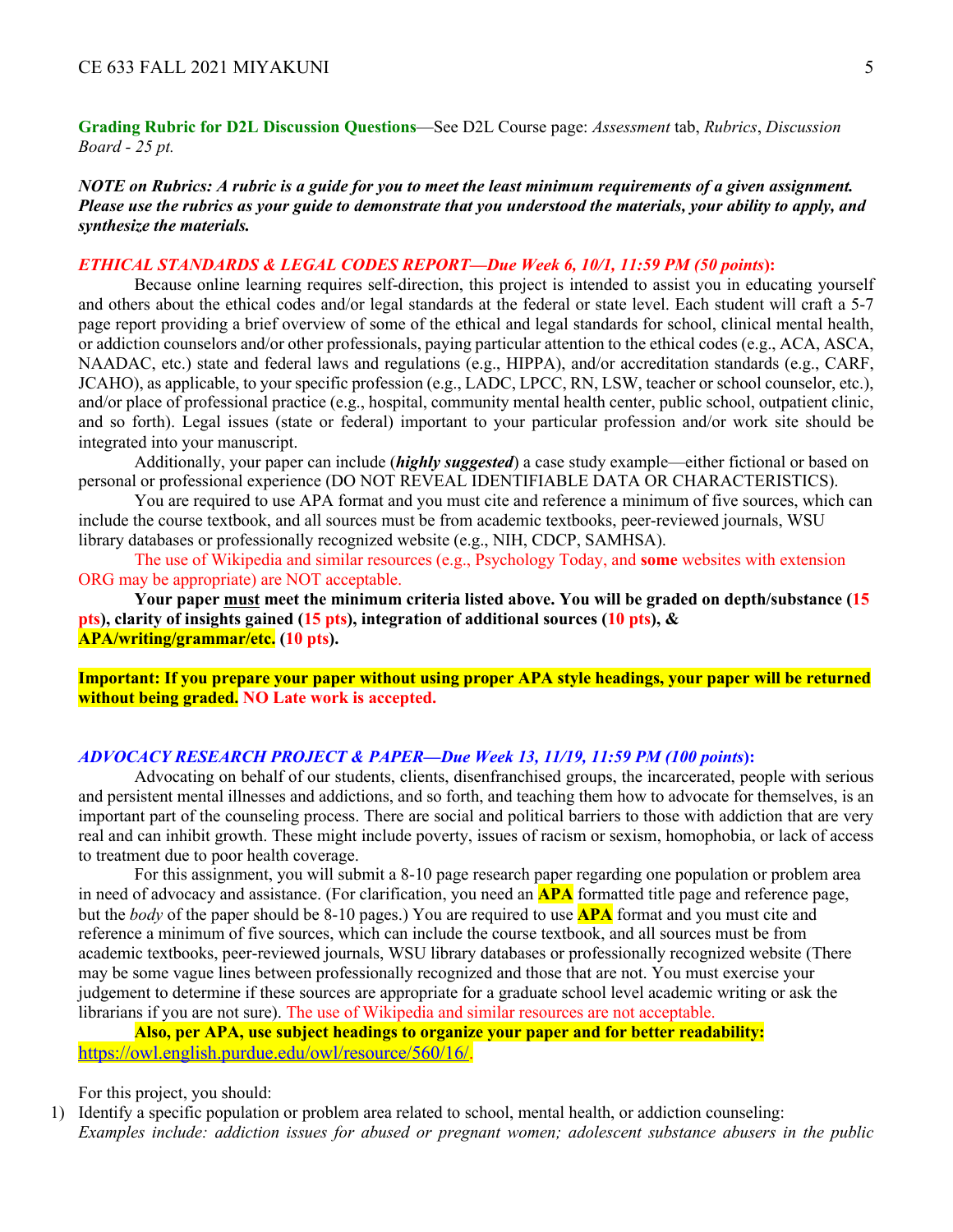**Grading Rubric for D2L Discussion Questions**—See D2L Course page: *Assessment* tab, *Rubrics*, *Discussion Board - 25 pt.*

***NOTE on Rubrics: A rubric is a guide for you to meet the least minimum requirements of a given assignment. Please use the rubrics as your guide to demonstrate that you understood the materials, your ability to apply, and synthesize the materials.***

***ETHICAL STANDARDS & LEGAL CODES REPORT—Due Week 6, 10/1, 11:59 PM (50 points*):**

Because online learning requires self-direction, this project is intended to assist you in educating yourself and others about the ethical codes and/or legal standards at the federal or state level. Each student will craft a 5-7 page report providing a brief overview of some of the ethical and legal standards for school, clinical mental health, or addiction counselors and/or other professionals, paying particular attention to the ethical codes (e.g., ACA, ASCA, NAADAC, etc.) state and federal laws and regulations (e.g., HIPPA), and/or accreditation standards (e.g., CARF, JCAHO), as applicable, to your specific profession (e.g., LADC, LPCC, RN, LSW, teacher or school counselor, etc.), and/or place of professional practice (e.g., hospital, community mental health center, public school, outpatient clinic, and so forth). Legal issues (state or federal) important to your particular profession and/or work site should be integrated into your manuscript.

Additionally, your paper can include (***highly suggested***) a case study example—either fictional or based on personal or professional experience (DO NOT REVEAL IDENTIFIABLE DATA OR CHARACTERISTICS).

You are required to use APA format and you must cite and reference a minimum of five sources, which can include the course textbook, and all sources must be from academic textbooks, peer-reviewed journals, WSU library databases or professionally recognized website (e.g., NIH, CDCP, SAMHSA).

The use of Wikipedia and similar resources (e.g., Psychology Today, and **some** websites with extension ORG may be appropriate) are NOT acceptable.

**Your paper <u>must</u> meet the minimum criteria listed above. You will be graded on depth/substance (15 pts), clarity of insights gained (15 pts), integration of additional sources (10 pts), & APA/writing/grammar/etc. (10 pts).**

**Important: If you prepare your paper without using proper APA style headings, your paper will be returned without being graded. NO Late work is accepted.**

***ADVOCACY RESEARCH PROJECT & PAPER—Due Week 13, 11/19, 11:59 PM (100 points*):**

Advocating on behalf of our students, clients, disenfranchised groups, the incarcerated, people with serious and persistent mental illnesses and addictions, and so forth, and teaching them how to advocate for themselves, is an important part of the counseling process. There are social and political barriers to those with addiction that are very real and can inhibit growth. These might include poverty, issues of racism or sexism, homophobia, or lack of access to treatment due to poor health coverage.

For this assignment, you will submit a 8-10 page research paper regarding one population or problem area in need of advocacy and assistance. (For clarification, you need an **APA** formatted title page and reference page, but the *body* of the paper should be 8-10 pages.) You are required to use **APA** format and you must cite and reference a minimum of five sources, which can include the course textbook, and all sources must be from academic textbooks, peer-reviewed journals, WSU library databases or professionally recognized website (There may be some vague lines between professionally recognized and those that are not. You must exercise your judgement to determine if these sources are appropriate for a graduate school level academic writing or ask the librarians if you are not sure). The use of Wikipedia and similar resources are not acceptable.

**Also, per APA, use subject headings to organize your paper and for better readability:** https://owl.english.purdue.edu/owl/resource/560/16/.

For this project, you should:

1) Identify a specific population or problem area related to school, mental health, or addiction counseling: *Examples include: addiction issues for abused or pregnant women; adolescent substance abusers in the public*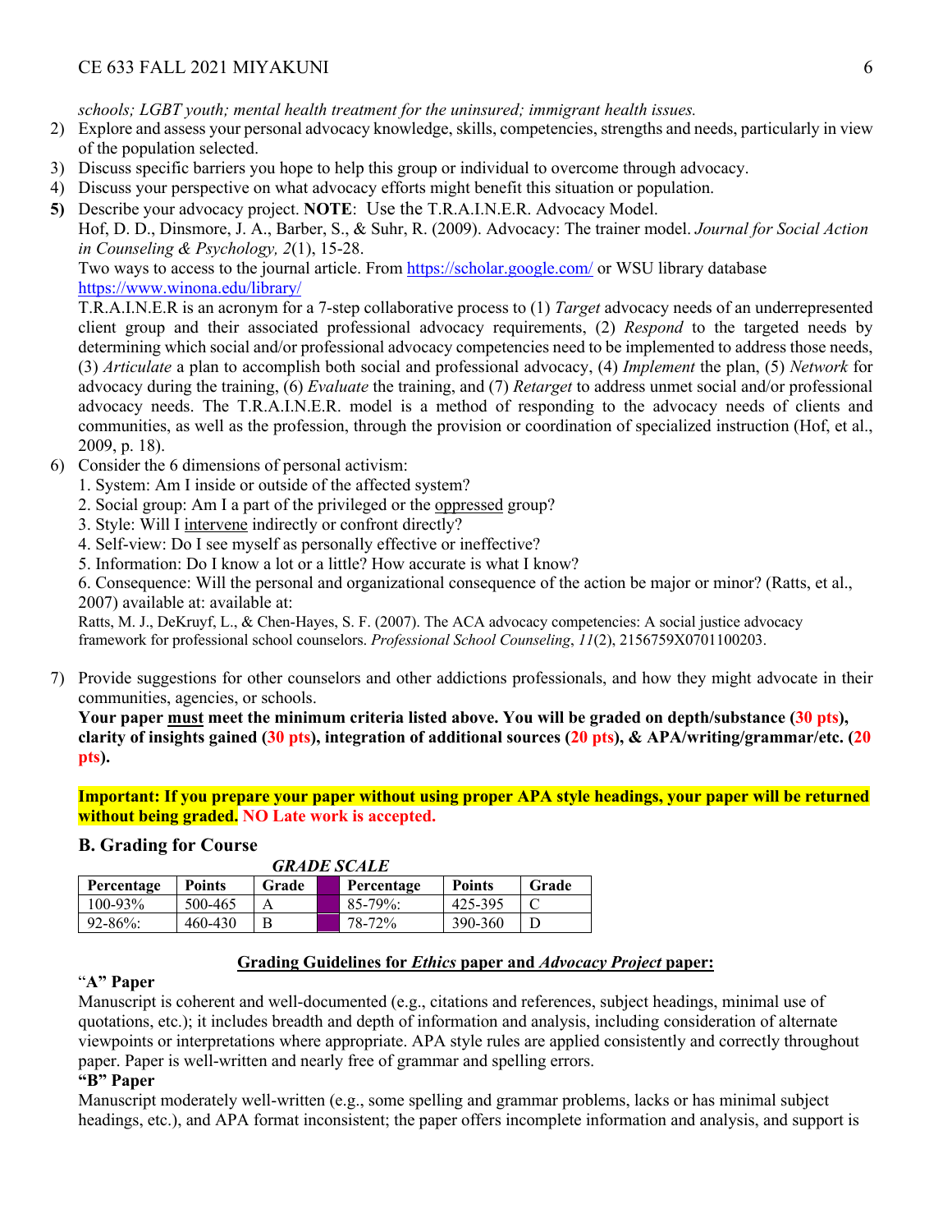*schools; LGBT youth; mental health treatment for the uninsured; immigrant health issues.*

2) Explore and assess your personal advocacy knowledge, skills, competencies, strengths and needs, particularly in view of the population selected.
3) Discuss specific barriers you hope to help this group or individual to overcome through advocacy.
4) Discuss your perspective on what advocacy efforts might benefit this situation or population.
5) Describe your advocacy project. **NOTE**: Use the T.R.A.I.N.E.R. Advocacy Model.
   Hof, D. D., Dinsmore, J. A., Barber, S., & Suhr, R. (2009). Advocacy: The trainer model. *Journal for Social Action in Counseling & Psychology, 2*(1), 15-28.
   Two ways to access to the journal article. From https://scholar.google.com/ or WSU library database https://www.winona.edu/library/
   T.R.A.I.N.E.R is an acronym for a 7-step collaborative process to (1) *Target* advocacy needs of an underrepresented client group and their associated professional advocacy requirements, (2) *Respond* to the targeted needs by determining which social and/or professional advocacy competencies need to be implemented to address those needs, (3) *Articulate* a plan to accomplish both social and professional advocacy, (4) *Implement* the plan, (5) *Network* for advocacy during the training, (6) *Evaluate* the training, and (7) *Retarget* to address unmet social and/or professional advocacy needs. The T.R.A.I.N.E.R. model is a method of responding to the advocacy needs of clients and communities, as well as the profession, through the provision or coordination of specialized instruction (Hof, et al., 2009, p. 18).
6) Consider the 6 dimensions of personal activism:
   1. System: Am I inside or outside of the affected system?
   2. Social group: Am I a part of the privileged or the oppressed group?
   3. Style: Will I intervene indirectly or confront directly?
   4. Self-view: Do I see myself as personally effective or ineffective?
   5. Information: Do I know a lot or a little? How accurate is what I know?
   6. Consequence: Will the personal and organizational consequence of the action be major or minor? (Ratts, et al., 2007) available at: available at:
   Ratts, M. J., DeKruyf, L., & Chen-Hayes, S. F. (2007). The ACA advocacy competencies: A social justice advocacy framework for professional school counselors. *Professional School Counseling*, *11*(2), 2156759X0701100203.
7) Provide suggestions for other counselors and other addictions professionals, and how they might advocate in their communities, agencies, or schools.
   **Your paper must meet the minimum criteria listed above. You will be graded on depth/substance (30 pts), clarity of insights gained (30 pts), integration of additional sources (20 pts), & APA/writing/grammar/etc. (20 pts).**

**Important: If you prepare your paper without using proper APA style headings, your paper will be returned without being graded. NO Late work is accepted.**

### B. Grading for Course

***GRADE SCALE***

| Percentage | Points | Grade | | Percentage | Points | Grade |
|---|---|---|---|---|---|---|
| 100-93% | 500-465 | A | | 85-79%: | 425-395 | C |
| 92-86%: | 460-430 | B | | 78-72% | 390-360 | D |

**Grading Guidelines for *Ethics* paper and *Advocacy Project* paper:**

**"A" Paper**

Manuscript is coherent and well-documented (e.g., citations and references, subject headings, minimal use of quotations, etc.); it includes breadth and depth of information and analysis, including consideration of alternate viewpoints or interpretations where appropriate. APA style rules are applied consistently and correctly throughout paper. Paper is well-written and nearly free of grammar and spelling errors.

**"B" Paper**

Manuscript moderately well-written (e.g., some spelling and grammar problems, lacks or has minimal subject headings, etc.), and APA format inconsistent; the paper offers incomplete information and analysis, and support is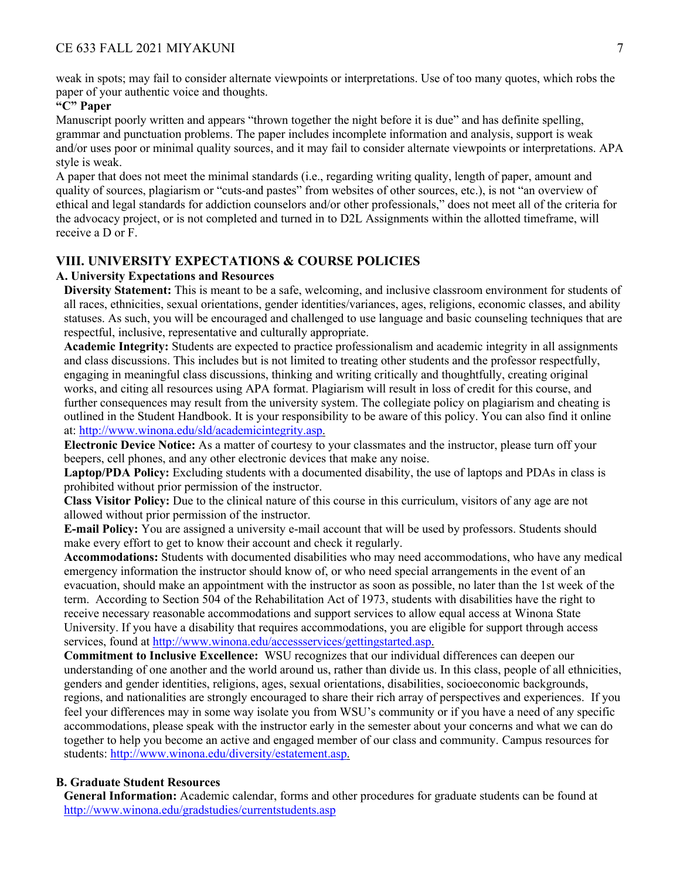weak in spots; may fail to consider alternate viewpoints or interpretations. Use of too many quotes, which robs the paper of your authentic voice and thoughts.

**"C" Paper**

Manuscript poorly written and appears "thrown together the night before it is due" and has definite spelling, grammar and punctuation problems. The paper includes incomplete information and analysis, support is weak and/or uses poor or minimal quality sources, and it may fail to consider alternate viewpoints or interpretations. APA style is weak.

A paper that does not meet the minimal standards (i.e., regarding writing quality, length of paper, amount and quality of sources, plagiarism or "cuts-and pastes" from websites of other sources, etc.), is not "an overview of ethical and legal standards for addiction counselors and/or other professionals," does not meet all of the criteria for the advocacy project, or is not completed and turned in to D2L Assignments within the allotted timeframe, will receive a D or F.

## VIII. UNIVERSITY EXPECTATIONS & COURSE POLICIES

### A. University Expectations and Resources

**Diversity Statement:** This is meant to be a safe, welcoming, and inclusive classroom environment for students of all races, ethnicities, sexual orientations, gender identities/variances, ages, religions, economic classes, and ability statuses. As such, you will be encouraged and challenged to use language and basic counseling techniques that are respectful, inclusive, representative and culturally appropriate.

**Academic Integrity:** Students are expected to practice professionalism and academic integrity in all assignments and class discussions. This includes but is not limited to treating other students and the professor respectfully, engaging in meaningful class discussions, thinking and writing critically and thoughtfully, creating original works, and citing all resources using APA format. Plagiarism will result in loss of credit for this course, and further consequences may result from the university system. The collegiate policy on plagiarism and cheating is outlined in the Student Handbook. It is your responsibility to be aware of this policy. You can also find it online at: http://www.winona.edu/sld/academicintegrity.asp.

**Electronic Device Notice:** As a matter of courtesy to your classmates and the instructor, please turn off your beepers, cell phones, and any other electronic devices that make any noise.

**Laptop/PDA Policy:** Excluding students with a documented disability, the use of laptops and PDAs in class is prohibited without prior permission of the instructor.

**Class Visitor Policy:** Due to the clinical nature of this course in this curriculum, visitors of any age are not allowed without prior permission of the instructor.

**E-mail Policy:** You are assigned a university e-mail account that will be used by professors. Students should make every effort to get to know their account and check it regularly.

**Accommodations:** Students with documented disabilities who may need accommodations, who have any medical emergency information the instructor should know of, or who need special arrangements in the event of an evacuation, should make an appointment with the instructor as soon as possible, no later than the 1st week of the term. According to Section 504 of the Rehabilitation Act of 1973, students with disabilities have the right to receive necessary reasonable accommodations and support services to allow equal access at Winona State University. If you have a disability that requires accommodations, you are eligible for support through access services, found at http://www.winona.edu/accessservices/gettingstarted.asp.

**Commitment to Inclusive Excellence:** WSU recognizes that our individual differences can deepen our understanding of one another and the world around us, rather than divide us. In this class, people of all ethnicities, genders and gender identities, religions, ages, sexual orientations, disabilities, socioeconomic backgrounds, regions, and nationalities are strongly encouraged to share their rich array of perspectives and experiences. If you feel your differences may in some way isolate you from WSU's community or if you have a need of any specific accommodations, please speak with the instructor early in the semester about your concerns and what we can do together to help you become an active and engaged member of our class and community. Campus resources for students: http://www.winona.edu/diversity/estatement.asp.

### B. Graduate Student Resources

**General Information:** Academic calendar, forms and other procedures for graduate students can be found at http://www.winona.edu/gradstudies/currentstudents.asp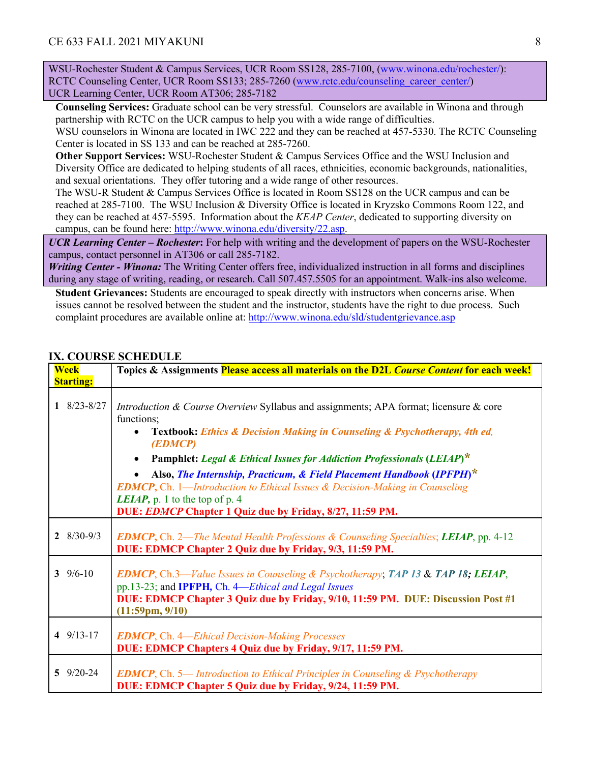WSU-Rochester Student & Campus Services, UCR Room SS128, 285-7100, (www.winona.edu/rochester/):
RCTC Counseling Center, UCR Room SS133; 285-7260 (www.rctc.edu/counseling_career_center/)
UCR Learning Center, UCR Room AT306; 285-7182

**Counseling Services:** Graduate school can be very stressful. Counselors are available in Winona and through partnership with RCTC on the UCR campus to help you with a wide range of difficulties.
WSU counselors in Winona are located in IWC 222 and they can be reached at 457-5330. The RCTC Counseling Center is located in SS 133 and can be reached at 285-7260.

**Other Support Services:** WSU-Rochester Student & Campus Services Office and the WSU Inclusion and Diversity Office are dedicated to helping students of all races, ethnicities, economic backgrounds, nationalities, and sexual orientations. They offer tutoring and a wide range of other resources.
The WSU-R Student & Campus Services Office is located in Room SS128 on the UCR campus and can be reached at 285-7100. The WSU Inclusion & Diversity Office is located in Kryzsko Commons Room 122, and they can be reached at 457-5595. Information about the *KEAP Center*, dedicated to supporting diversity on campus, can be found here: http://www.winona.edu/diversity/22.asp.

***UCR Learning Center – Rochester*:** For help with writing and the development of papers on the WSU-Rochester campus, contact personnel in AT306 or call 285-7182.
***Writing Center - Winona:*** The Writing Center offers free, individualized instruction in all forms and disciplines during any stage of writing, reading, or research. Call 507.457.5505 for an appointment. Walk-ins also welcome.

**Student Grievances:** Students are encouraged to speak directly with instructors when concerns arise. When issues cannot be resolved between the student and the instructor, students have the right to due process. Such complaint procedures are available online at: http://www.winona.edu/sld/studentgrievance.asp

## IX. COURSE SCHEDULE

| Week Starting: | Topics & Assignments **Please access all materials on the D2L *Course Content* for each week!** |
|---|---|
| **1** 8/23-8/27 | *Introduction & Course Overview* Syllabus and assignments; APA format; licensure & core functions;<br>• **Textbook: *Ethics & Decision Making in Counseling & Psychotherapy, 4th ed, (EDMCP)*** <br>• **Pamphlet: *Legal & Ethical Issues for Addiction Professionals* (*LEIAP*)\*** <br>• **Also, *The Internship, Practicum, & Field Placement Handbook* (*IPFPH*)\*** <br>***EDMCP***, Ch. 1—*Introduction to Ethical Issues & Decision-Making in Counseling*<br>***LEIAP,*** p. 1 to the top of p. 4<br>**DUE: *EDMCP* Chapter 1 Quiz due by Friday, 8/27, 11:59 PM.** |
| **2** 8/30-9/3 | ***EDMCP***, Ch. 2—*The Mental Health Professions & Counseling Specialties*; ***LEIAP***, pp. 4-12<br>**DUE: EDMCP Chapter 2 Quiz due by Friday, 9/3, 11:59 PM.** |
| **3** 9/6-10 | ***EDMCP***, Ch.3—*Value Issues in Counseling & Psychotherapy*; ***TAP 13*** & ***TAP 18***; ***LEIAP***, pp.13-23; and **IPFPH,** Ch. 4—*Ethical and Legal Issues*<br>**DUE: EDMCP Chapter 3 Quiz due by Friday, 9/10, 11:59 PM. DUE: Discussion Post #1 (11:59pm, 9/10)** |
| **4** 9/13-17 | ***EDMCP***, Ch. 4—*Ethical Decision-Making Processes*<br>**DUE: EDMCP Chapters 4 Quiz due by Friday, 9/17, 11:59 PM.** |
| **5** 9/20-24 | ***EDMCP***, Ch. 5— *Introduction to Ethical Principles in Counseling & Psychotherapy*<br>**DUE: EDMCP Chapter 5 Quiz due by Friday, 9/24, 11:59 PM.** |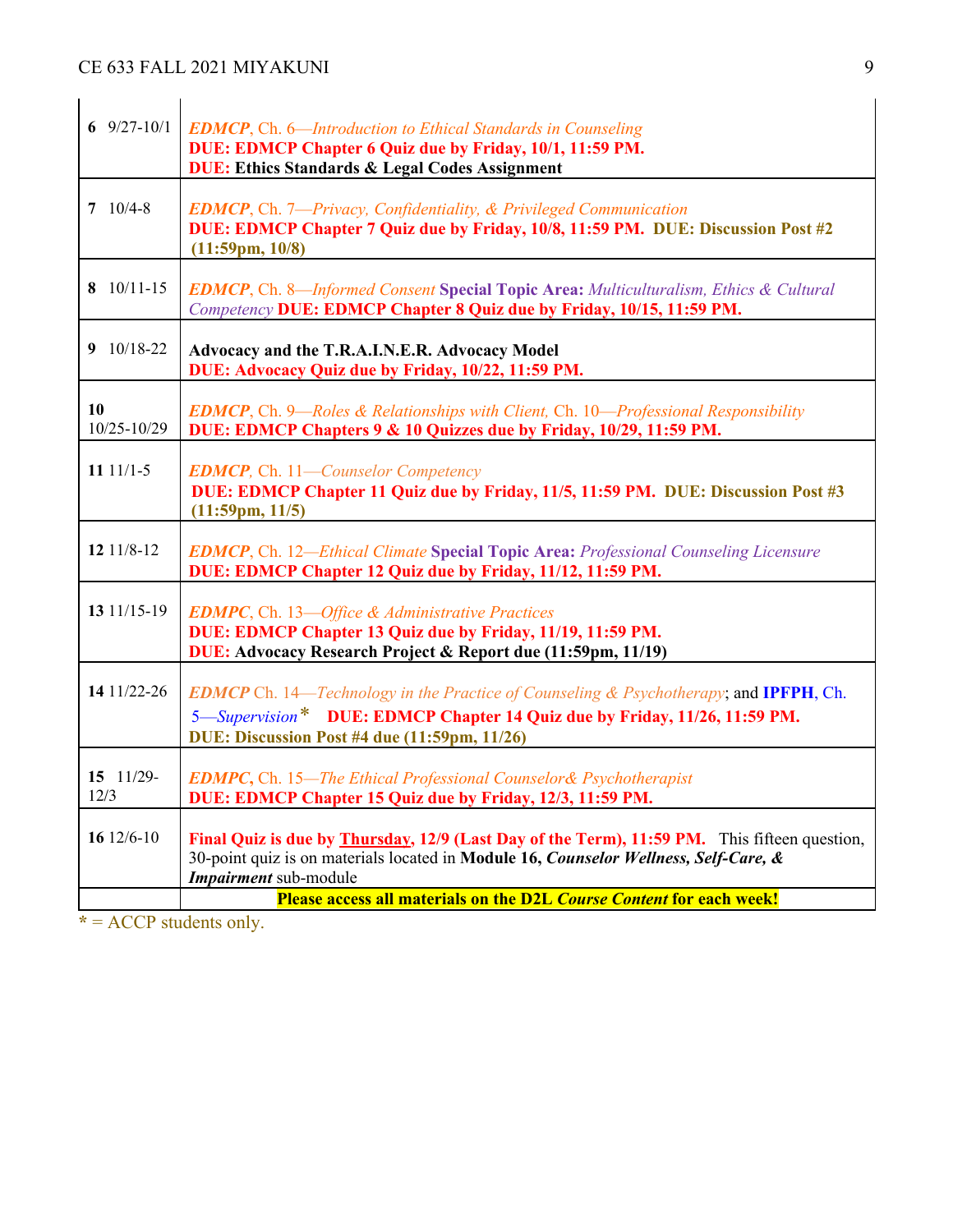| | |
|---|---|
| **6** 9/27-10/1 | ***EDMCP***, Ch. 6—*Introduction to Ethical Standards in Counseling* **DUE: EDMCP Chapter 6 Quiz due by Friday, 10/1, 11:59 PM.** **DUE: Ethics Standards & Legal Codes Assignment** |
| **7** 10/4-8 | ***EDMCP***, Ch. 7—*Privacy, Confidentiality, & Privileged Communication* **DUE: EDMCP Chapter 7 Quiz due by Friday, 10/8, 11:59 PM. DUE: Discussion Post #2 (11:59pm, 10/8)** |
| **8** 10/11-15 | ***EDMCP***, Ch. 8—*Informed Consent* **Special Topic Area:** *Multiculturalism, Ethics & Cultural Competency* **DUE: EDMCP Chapter 8 Quiz due by Friday, 10/15, 11:59 PM.** |
| **9** 10/18-22 | **Advocacy and the T.R.A.I.N.E.R. Advocacy Model** **DUE: Advocacy Quiz due by Friday, 10/22, 11:59 PM.** |
| **10** 10/25-10/29 | ***EDMCP***, Ch. 9—*Roles & Relationships with Client,* Ch. 10—*Professional Responsibility* **DUE: EDMCP Chapters 9 & 10 Quizzes due by Friday, 10/29, 11:59 PM.** |
| **11** 11/1-5 | ***EDMCP,*** Ch. 11—*Counselor Competency* **DUE: EDMCP Chapter 11 Quiz due by Friday, 11/5, 11:59 PM. DUE: Discussion Post #3 (11:59pm, 11/5)** |
| **12** 11/8-12 | ***EDMCP***, Ch. 12—*Ethical Climate* **Special Topic Area:** *Professional Counseling Licensure* **DUE: EDMCP Chapter 12 Quiz due by Friday, 11/12, 11:59 PM.** |
| **13** 11/15-19 | ***EDMPC***, Ch. 13—*Office & Administrative Practices* **DUE: EDMCP Chapter 13 Quiz due by Friday, 11/19, 11:59 PM.** **DUE: Advocacy Research Project & Report due (11:59pm, 11/19)** |
| **14** 11/22-26 | ***EDMCP*** Ch. 14—*Technology in the Practice of Counseling & Psychotherapy*; and **IPFPH**, Ch. 5—*Supervision** **DUE: EDMCP Chapter 14 Quiz due by Friday, 11/26, 11:59 PM.** **DUE: Discussion Post #4 due (11:59pm, 11/26)** |
| **15** 11/29-12/3 | ***EDMPC***, Ch. 15—*The Ethical Professional Counselor& Psychotherapist* **DUE: EDMCP Chapter 15 Quiz due by Friday, 12/3, 11:59 PM.** |
| **16** 12/6-10 | **Final Quiz is due by Thursday, 12/9 (Last Day of the Term), 11:59 PM.** This fifteen question, 30-point quiz is on materials located in **Module 16, *Counselor Wellness, Self-Care, & Impairment*** sub-module |
| | **Please access all materials on the D2L *Course Content* for each week!** |

* = ACCP students only.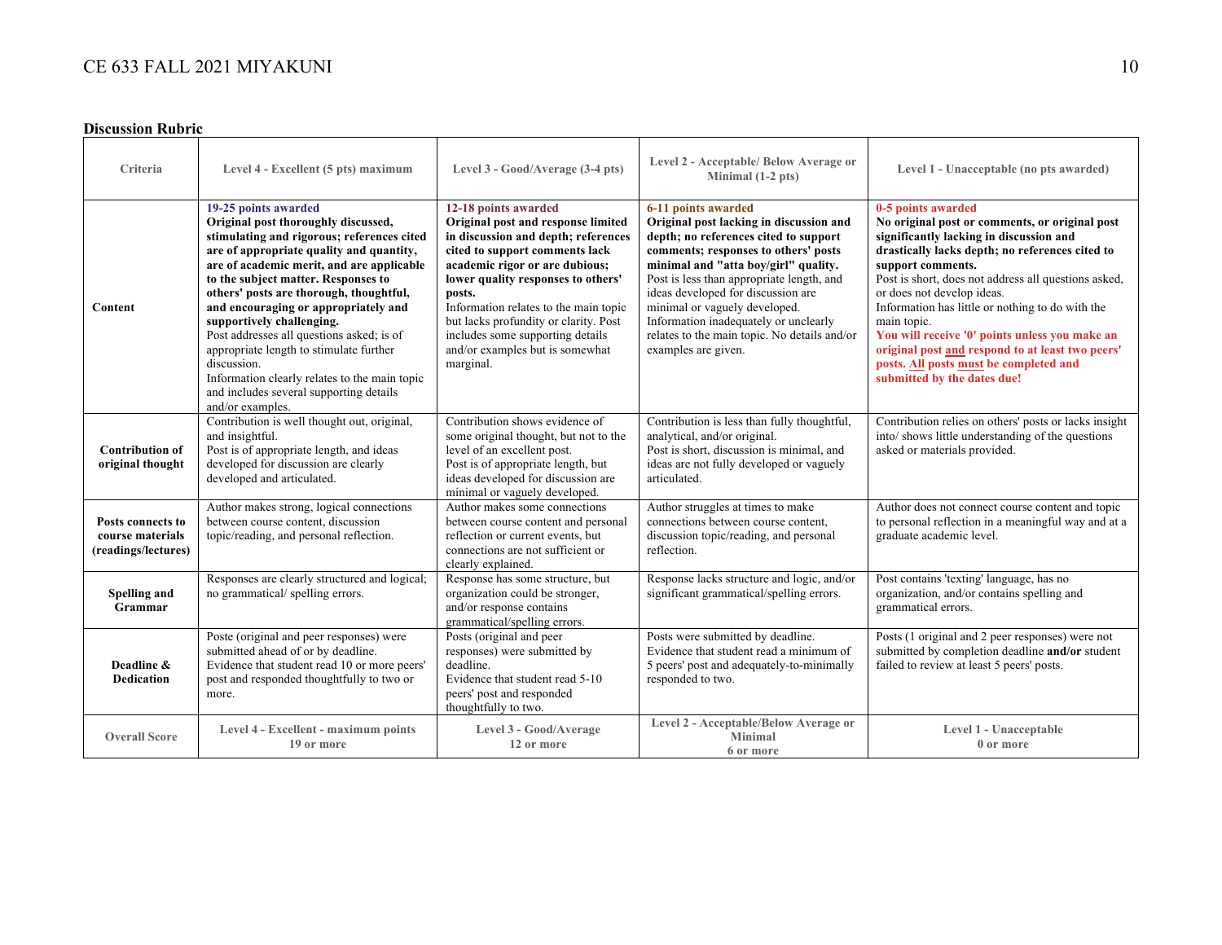## Discussion Rubric

| Criteria | Level 4 - Excellent (5 pts) maximum | Level 3 - Good/Average (3-4 pts) | Level 2 - Acceptable/ Below Average or Minimal (1-2 pts) | Level 1 - Unacceptable (no pts awarded) |
|---|---|---|---|---|
| **Content** | **19-25 points awarded** **Original post thoroughly discussed, stimulating and rigorous; references cited are of appropriate quality and quantity, are of academic merit, and are applicable to the subject matter. Responses to others' posts are thorough, thoughtful, and encouraging or appropriately and supportively challenging.** Post addresses all questions asked; is of appropriate length to stimulate further discussion. Information clearly relates to the main topic and includes several supporting details and/or examples. | **12-18 points awarded** **Original post and response limited in discussion and depth; references cited to support comments lack academic rigor or are dubious; lower quality responses to others' posts.** Information relates to the main topic but lacks profundity or clarity. Post includes some supporting details and/or examples but is somewhat marginal. | **6-11 points awarded** **Original post lacking in discussion and depth; no references cited to support comments; responses to others' posts minimal and "atta boy/girl" quality.** Post is less than appropriate length, and ideas developed for discussion are minimal or vaguely developed. Information inadequately or unclearly relates to the main topic. No details and/or examples are given. | **0-5 points awarded** **No original post or comments, or original post significantly lacking in discussion and drastically lacks depth; no references cited to support comments.** Post is short, does not address all questions asked, or does not develop ideas. Information has little or nothing to do with the main topic. **You will receive '0' points unless you make an original post and respond to at least two peers' posts. All posts must be completed and submitted by the dates due!** |
| **Contribution of original thought** | Contribution is well thought out, original, and insightful. Post is of appropriate length, and ideas developed for discussion are clearly developed and articulated. | Contribution shows evidence of some original thought, but not to the level of an excellent post. Post is of appropriate length, but ideas developed for discussion are minimal or vaguely developed. | Contribution is less than fully thoughtful, analytical, and/or original. Post is short, discussion is minimal, and ideas are not fully developed or vaguely articulated. | Contribution relies on others' posts or lacks insight into/ shows little understanding of the questions asked or materials provided. |
| **Posts connects to course materials (readings/lectures)** | Author makes strong, logical connections between course content, discussion topic/reading, and personal reflection. | Author makes some connections between course content and personal reflection or current events, but connections are not sufficient or clearly explained. | Author struggles at times to make connections between course content, discussion topic/reading, and personal reflection. | Author does not connect course content and topic to personal reflection in a meaningful way and at a graduate academic level. |
| **Spelling and Grammar** | Responses are clearly structured and logical; no grammatical/ spelling errors. | Response has some structure, but organization could be stronger, and/or response contains grammatical/spelling errors. | Response lacks structure and logic, and/or significant grammatical/spelling errors. | Post contains 'texting' language, has no organization, and/or contains spelling and grammatical errors. |
| **Deadline & Dedication** | Poste (original and peer responses) were submitted ahead of or by deadline. Evidence that student read 10 or more peers' post and responded thoughtfully to two or more. | Posts (original and peer responses) were submitted by deadline. Evidence that student read 5-10 peers' post and responded thoughtfully to two. | Posts were submitted by deadline. Evidence that student read a minimum of 5 peers' post and adequately-to-minimally responded to two. | Posts (1 original and 2 peer responses) were not submitted by completion deadline **and/or** student failed to review at least 5 peers' posts. |
| **Overall Score** | **Level 4 - Excellent - maximum points 19 or more** | **Level 3 - Good/Average 12 or more** | **Level 2 - Acceptable/Below Average or Minimal 6 or more** | **Level 1 - Unacceptable 0 or more** |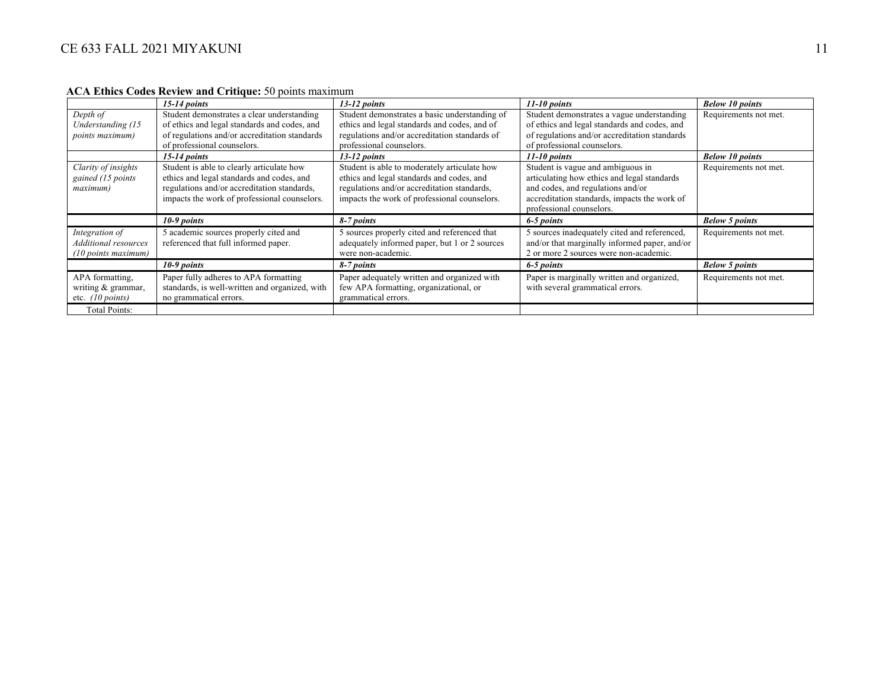**ACA Ethics Codes Review and Critique:** 50 points maximum

| | ***15-14 points*** | ***13-12 points*** | ***11-10 points*** | ***Below 10 points*** |
|---|---|---|---|---|
| *Depth of Understanding (15 points maximum)* | Student demonstrates a clear understanding of ethics and legal standards and codes, and of regulations and/or accreditation standards of professional counselors. | Student demonstrates a basic understanding of ethics and legal standards and codes, and of regulations and/or accreditation standards of professional counselors. | Student demonstrates a vague understanding of ethics and legal standards and codes, and of regulations and/or accreditation standards of professional counselors. | Requirements not met. |
| | ***15-14 points*** | ***13-12 points*** | ***11-10 points*** | ***Below 10 points*** |
| *Clarity of insights gained (15 points maximum)* | Student is able to clearly articulate how ethics and legal standards and codes, and regulations and/or accreditation standards, impacts the work of professional counselors. | Student is able to moderately articulate how ethics and legal standards and codes, and regulations and/or accreditation standards, impacts the work of professional counselors. | Student is vague and ambiguous in articulating how ethics and legal standards and codes, and regulations and/or accreditation standards, impacts the work of professional counselors. | Requirements not met. |
| | ***10-9 points*** | ***8-7 points*** | ***6-5 points*** | ***Below 5 points*** |
| *Integration of Additional resources (10 points maximum)* | 5 academic sources properly cited and referenced that full informed paper. | 5 sources properly cited and referenced that adequately informed paper, but 1 or 2 sources were non-academic. | 5 sources inadequately cited and referenced, and/or that marginally informed paper, and/or 2 or more 2 sources were non-academic. | Requirements not met. |
| | ***10-9 points*** | ***8-7 points*** | ***6-5 points*** | ***Below 5 points*** |
| APA formatting, writing & grammar, etc. *(10 points)* | Paper fully adheres to APA formatting standards, is well-written and organized, with no grammatical errors. | Paper adequately written and organized with few APA formatting, organizational, or grammatical errors. | Paper is marginally written and organized, with several grammatical errors. | Requirements not met. |
| Total Points: | | | | |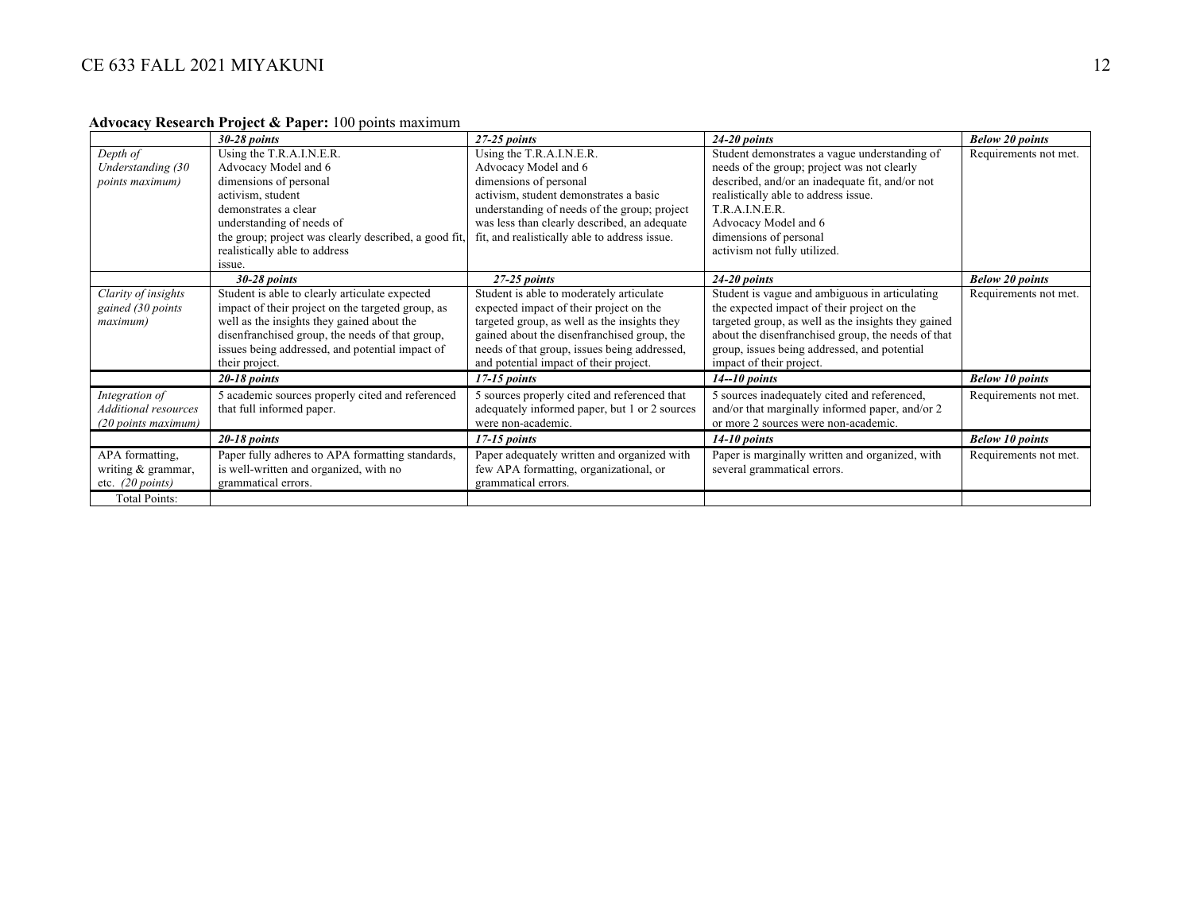**Advocacy Research Project & Paper:** 100 points maximum

| | *30-28 points* | *27-25 points* | *24-20 points* | *Below 20 points* |
|---|---|---|---|---|
| *Depth of Understanding (30 points maximum)* | Using the T.R.A.I.N.E.R. Advocacy Model and 6 dimensions of personal activism, student demonstrates a clear understanding of needs of the group; project was clearly described, a good fit, realistically able to address issue. | Using the T.R.A.I.N.E.R. Advocacy Model and 6 dimensions of personal activism, student demonstrates a basic understanding of needs of the group; project was less than clearly described, an adequate fit, and realistically able to address issue. | Student demonstrates a vague understanding of needs of the group; project was not clearly described, and/or an inadequate fit, and/or not realistically able to address issue. T.R.A.I.N.E.R. Advocacy Model and 6 dimensions of personal activism not fully utilized. | Requirements not met. |
| | *30-28 points* | *27-25 points* | *24-20 points* | *Below 20 points* |
| *Clarity of insights gained (30 points maximum)* | Student is able to clearly articulate expected impact of their project on the targeted group, as well as the insights they gained about the disenfranchised group, the needs of that group, issues being addressed, and potential impact of their project. | Student is able to moderately articulate expected impact of their project on the targeted group, as well as the insights they gained about the disenfranchised group, the needs of that group, issues being addressed, and potential impact of their project. | Student is vague and ambiguous in articulating the expected impact of their project on the targeted group, as well as the insights they gained about the disenfranchised group, the needs of that group, issues being addressed, and potential impact of their project. | Requirements not met. |
| | *20-18 points* | *17-15 points* | *14--10 points* | *Below 10 points* |
| *Integration of Additional resources (20 points maximum)* | 5 academic sources properly cited and referenced that full informed paper. | 5 sources properly cited and referenced that adequately informed paper, but 1 or 2 sources were non-academic. | 5 sources inadequately cited and referenced, and/or that marginally informed paper, and/or 2 or more 2 sources were non-academic. | Requirements not met. |
| | *20-18 points* | *17-15 points* | *14-10 points* | *Below 10 points* |
| APA formatting, writing & grammar, etc. *(20 points)* | Paper fully adheres to APA formatting standards, is well-written and organized, with no grammatical errors. | Paper adequately written and organized with few APA formatting, organizational, or grammatical errors. | Paper is marginally written and organized, with several grammatical errors. | Requirements not met. |
| Total Points: | | | | |